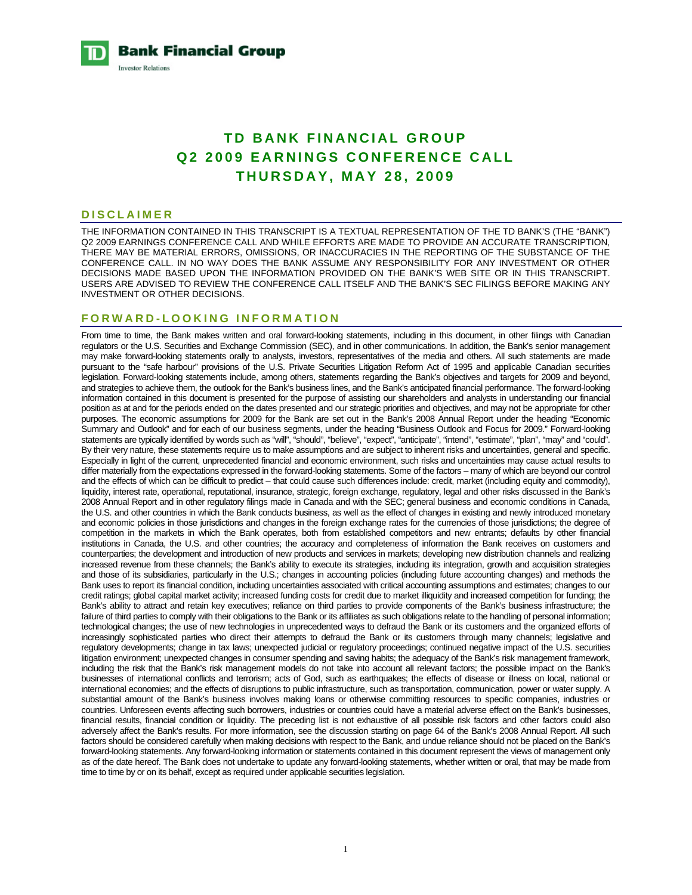TD Bank Financial Group
Investor Relations

# TD BANK FINANCIAL GROUP
# Q2 2009 EARNINGS CONFERENCE CALL
# THURSDAY, MAY 28, 2009

## DISCLAIMER

THE INFORMATION CONTAINED IN THIS TRANSCRIPT IS A TEXTUAL REPRESENTATION OF THE TD BANK'S (THE "BANK") Q2 2009 EARNINGS CONFERENCE CALL AND WHILE EFFORTS ARE MADE TO PROVIDE AN ACCURATE TRANSCRIPTION, THERE MAY BE MATERIAL ERRORS, OMISSIONS, OR INACCURACIES IN THE REPORTING OF THE SUBSTANCE OF THE CONFERENCE CALL. IN NO WAY DOES THE BANK ASSUME ANY RESPONSIBILITY FOR ANY INVESTMENT OR OTHER DECISIONS MADE BASED UPON THE INFORMATION PROVIDED ON THE BANK'S WEB SITE OR IN THIS TRANSCRIPT. USERS ARE ADVISED TO REVIEW THE CONFERENCE CALL ITSELF AND THE BANK'S SEC FILINGS BEFORE MAKING ANY INVESTMENT OR OTHER DECISIONS.

## FORWARD-LOOKING INFORMATION

From time to time, the Bank makes written and oral forward-looking statements, including in this document, in other filings with Canadian regulators or the U.S. Securities and Exchange Commission (SEC), and in other communications. In addition, the Bank's senior management may make forward-looking statements orally to analysts, investors, representatives of the media and others. All such statements are made pursuant to the "safe harbour" provisions of the U.S. Private Securities Litigation Reform Act of 1995 and applicable Canadian securities legislation. Forward-looking statements include, among others, statements regarding the Bank's objectives and targets for 2009 and beyond, and strategies to achieve them, the outlook for the Bank's business lines, and the Bank's anticipated financial performance. The forward-looking information contained in this document is presented for the purpose of assisting our shareholders and analysts in understanding our financial position as at and for the periods ended on the dates presented and our strategic priorities and objectives, and may not be appropriate for other purposes. The economic assumptions for 2009 for the Bank are set out in the Bank's 2008 Annual Report under the heading "Economic Summary and Outlook" and for each of our business segments, under the heading "Business Outlook and Focus for 2009." Forward-looking statements are typically identified by words such as "will", "should", "believe", "expect", "anticipate", "intend", "estimate", "plan", "may" and "could". By their very nature, these statements require us to make assumptions and are subject to inherent risks and uncertainties, general and specific. Especially in light of the current, unprecedented financial and economic environment, such risks and uncertainties may cause actual results to differ materially from the expectations expressed in the forward-looking statements. Some of the factors – many of which are beyond our control and the effects of which can be difficult to predict – that could cause such differences include: credit, market (including equity and commodity), liquidity, interest rate, operational, reputational, insurance, strategic, foreign exchange, regulatory, legal and other risks discussed in the Bank's 2008 Annual Report and in other regulatory filings made in Canada and with the SEC; general business and economic conditions in Canada, the U.S. and other countries in which the Bank conducts business, as well as the effect of changes in existing and newly introduced monetary and economic policies in those jurisdictions and changes in the foreign exchange rates for the currencies of those jurisdictions; the degree of competition in the markets in which the Bank operates, both from established competitors and new entrants; defaults by other financial institutions in Canada, the U.S. and other countries; the accuracy and completeness of information the Bank receives on customers and counterparties; the development and introduction of new products and services in markets; developing new distribution channels and realizing increased revenue from these channels; the Bank's ability to execute its strategies, including its integration, growth and acquisition strategies and those of its subsidiaries, particularly in the U.S.; changes in accounting policies (including future accounting changes) and methods the Bank uses to report its financial condition, including uncertainties associated with critical accounting assumptions and estimates; changes to our credit ratings; global capital market activity; increased funding costs for credit due to market illiquidity and increased competition for funding; the Bank's ability to attract and retain key executives; reliance on third parties to provide components of the Bank's business infrastructure; the failure of third parties to comply with their obligations to the Bank or its affiliates as such obligations relate to the handling of personal information; technological changes; the use of new technologies in unprecedented ways to defraud the Bank or its customers and the organized efforts of increasingly sophisticated parties who direct their attempts to defraud the Bank or its customers through many channels; legislative and regulatory developments; change in tax laws; unexpected judicial or regulatory proceedings; continued negative impact of the U.S. securities litigation environment; unexpected changes in consumer spending and saving habits; the adequacy of the Bank's risk management framework, including the risk that the Bank's risk management models do not take into account all relevant factors; the possible impact on the Bank's businesses of international conflicts and terrorism; acts of God, such as earthquakes; the effects of disease or illness on local, national or international economies; and the effects of disruptions to public infrastructure, such as transportation, communication, power or water supply. A substantial amount of the Bank's business involves making loans or otherwise committing resources to specific companies, industries or countries. Unforeseen events affecting such borrowers, industries or countries could have a material adverse effect on the Bank's businesses, financial results, financial condition or liquidity. The preceding list is not exhaustive of all possible risk factors and other factors could also adversely affect the Bank's results. For more information, see the discussion starting on page 64 of the Bank's 2008 Annual Report. All such factors should be considered carefully when making decisions with respect to the Bank, and undue reliance should not be placed on the Bank's forward-looking statements. Any forward-looking information or statements contained in this document represent the views of management only as of the date hereof. The Bank does not undertake to update any forward-looking statements, whether written or oral, that may be made from time to time by or on its behalf, except as required under applicable securities legislation.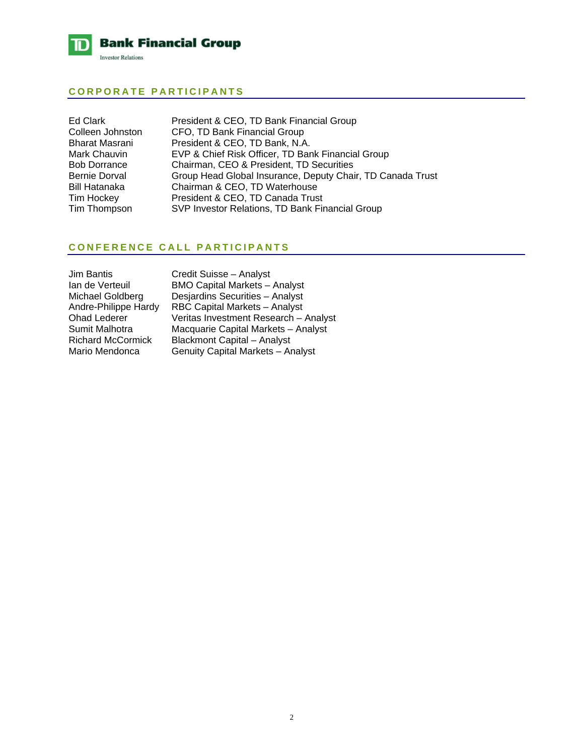## CORPORATE PARTICIPANTS

| | |
|---|---|
| Ed Clark | President & CEO, TD Bank Financial Group |
| Colleen Johnston | CFO, TD Bank Financial Group |
| Bharat Masrani | President & CEO, TD Bank, N.A. |
| Mark Chauvin | EVP & Chief Risk Officer, TD Bank Financial Group |
| Bob Dorrance | Chairman, CEO & President, TD Securities |
| Bernie Dorval | Group Head Global Insurance, Deputy Chair, TD Canada Trust |
| Bill Hatanaka | Chairman & CEO, TD Waterhouse |
| Tim Hockey | President & CEO, TD Canada Trust |
| Tim Thompson | SVP Investor Relations, TD Bank Financial Group |

## CONFERENCE CALL PARTICIPANTS

| | |
|---|---|
| Jim Bantis | Credit Suisse – Analyst |
| Ian de Verteuil | BMO Capital Markets – Analyst |
| Michael Goldberg | Desjardins Securities – Analyst |
| Andre-Philippe Hardy | RBC Capital Markets – Analyst |
| Ohad Lederer | Veritas Investment Research – Analyst |
| Sumit Malhotra | Macquarie Capital Markets – Analyst |
| Richard McCormick | Blackmont Capital – Analyst |
| Mario Mendonca | Genuity Capital Markets – Analyst |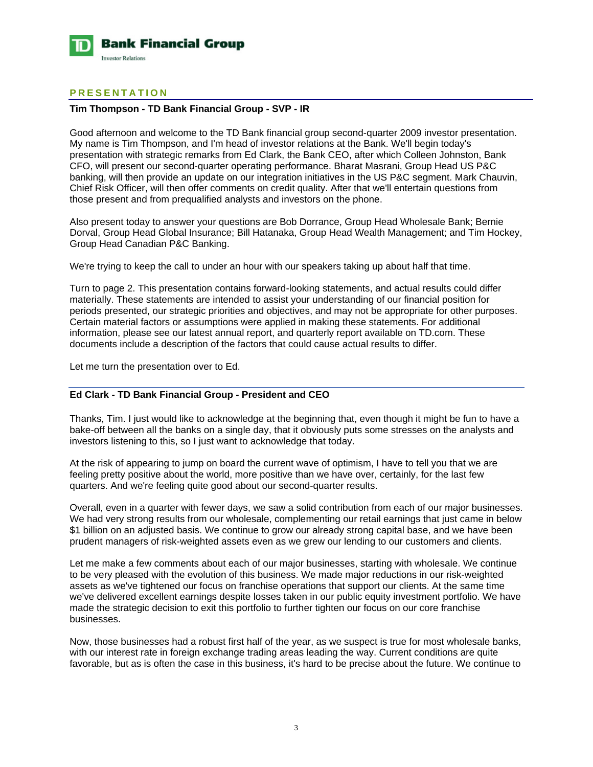## PRESENTATION

**Tim Thompson - TD Bank Financial Group - SVP - IR**

Good afternoon and welcome to the TD Bank financial group second-quarter 2009 investor presentation. My name is Tim Thompson, and I'm head of investor relations at the Bank. We'll begin today's presentation with strategic remarks from Ed Clark, the Bank CEO, after which Colleen Johnston, Bank CFO, will present our second-quarter operating performance. Bharat Masrani, Group Head US P&C banking, will then provide an update on our integration initiatives in the US P&C segment. Mark Chauvin, Chief Risk Officer, will then offer comments on credit quality. After that we'll entertain questions from those present and from prequalified analysts and investors on the phone.

Also present today to answer your questions are Bob Dorrance, Group Head Wholesale Bank; Bernie Dorval, Group Head Global Insurance; Bill Hatanaka, Group Head Wealth Management; and Tim Hockey, Group Head Canadian P&C Banking.

We're trying to keep the call to under an hour with our speakers taking up about half that time.

Turn to page 2. This presentation contains forward-looking statements, and actual results could differ materially. These statements are intended to assist your understanding of our financial position for periods presented, our strategic priorities and objectives, and may not be appropriate for other purposes. Certain material factors or assumptions were applied in making these statements. For additional information, please see our latest annual report, and quarterly report available on TD.com. These documents include a description of the factors that could cause actual results to differ.

Let me turn the presentation over to Ed.

---

**Ed Clark - TD Bank Financial Group - President and CEO**

Thanks, Tim. I just would like to acknowledge at the beginning that, even though it might be fun to have a bake-off between all the banks on a single day, that it obviously puts some stresses on the analysts and investors listening to this, so I just want to acknowledge that today.

At the risk of appearing to jump on board the current wave of optimism, I have to tell you that we are feeling pretty positive about the world, more positive than we have over, certainly, for the last few quarters. And we're feeling quite good about our second-quarter results.

Overall, even in a quarter with fewer days, we saw a solid contribution from each of our major businesses. We had very strong results from our wholesale, complementing our retail earnings that just came in below $1 billion on an adjusted basis. We continue to grow our already strong capital base, and we have been prudent managers of risk-weighted assets even as we grew our lending to our customers and clients.

Let me make a few comments about each of our major businesses, starting with wholesale. We continue to be very pleased with the evolution of this business. We made major reductions in our risk-weighted assets as we've tightened our focus on franchise operations that support our clients. At the same time we've delivered excellent earnings despite losses taken in our public equity investment portfolio. We have made the strategic decision to exit this portfolio to further tighten our focus on our core franchise businesses.

Now, those businesses had a robust first half of the year, as we suspect is true for most wholesale banks, with our interest rate in foreign exchange trading areas leading the way. Current conditions are quite favorable, but as is often the case in this business, it's hard to be precise about the future. We continue to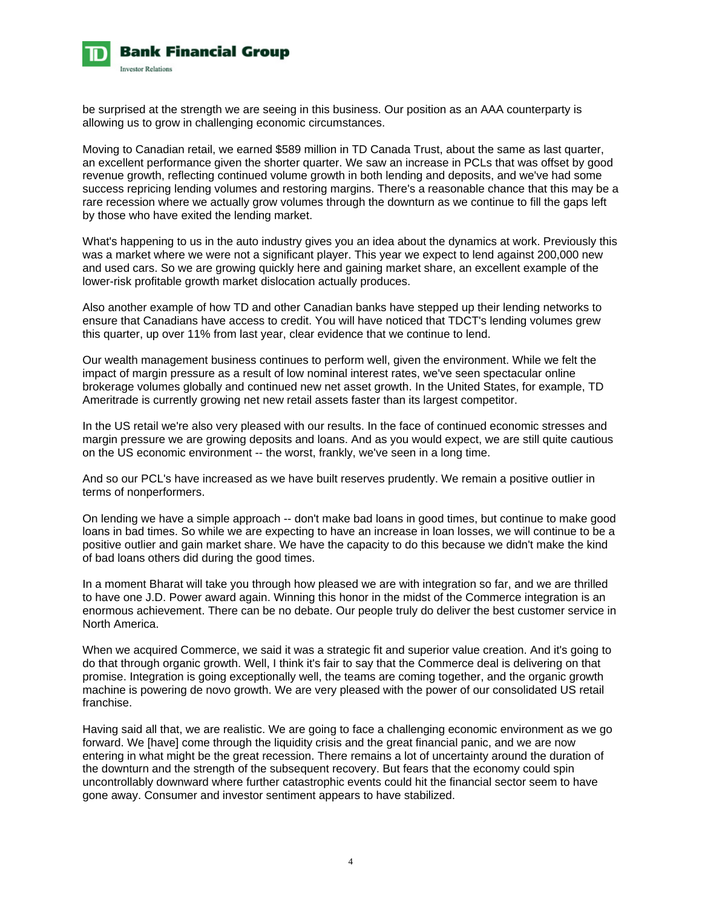be surprised at the strength we are seeing in this business. Our position as an AAA counterparty is allowing us to grow in challenging economic circumstances.

Moving to Canadian retail, we earned $589 million in TD Canada Trust, about the same as last quarter, an excellent performance given the shorter quarter. We saw an increase in PCLs that was offset by good revenue growth, reflecting continued volume growth in both lending and deposits, and we've had some success repricing lending volumes and restoring margins. There's a reasonable chance that this may be a rare recession where we actually grow volumes through the downturn as we continue to fill the gaps left by those who have exited the lending market.

What's happening to us in the auto industry gives you an idea about the dynamics at work. Previously this was a market where we were not a significant player. This year we expect to lend against 200,000 new and used cars. So we are growing quickly here and gaining market share, an excellent example of the lower-risk profitable growth market dislocation actually produces.

Also another example of how TD and other Canadian banks have stepped up their lending networks to ensure that Canadians have access to credit. You will have noticed that TDCT's lending volumes grew this quarter, up over 11% from last year, clear evidence that we continue to lend.

Our wealth management business continues to perform well, given the environment. While we felt the impact of margin pressure as a result of low nominal interest rates, we've seen spectacular online brokerage volumes globally and continued new net asset growth. In the United States, for example, TD Ameritrade is currently growing net new retail assets faster than its largest competitor.

In the US retail we're also very pleased with our results. In the face of continued economic stresses and margin pressure we are growing deposits and loans. And as you would expect, we are still quite cautious on the US economic environment -- the worst, frankly, we've seen in a long time.

And so our PCL's have increased as we have built reserves prudently. We remain a positive outlier in terms of nonperformers.

On lending we have a simple approach -- don't make bad loans in good times, but continue to make good loans in bad times. So while we are expecting to have an increase in loan losses, we will continue to be a positive outlier and gain market share. We have the capacity to do this because we didn't make the kind of bad loans others did during the good times.

In a moment Bharat will take you through how pleased we are with integration so far, and we are thrilled to have one J.D. Power award again. Winning this honor in the midst of the Commerce integration is an enormous achievement. There can be no debate. Our people truly do deliver the best customer service in North America.

When we acquired Commerce, we said it was a strategic fit and superior value creation. And it's going to do that through organic growth. Well, I think it's fair to say that the Commerce deal is delivering on that promise. Integration is going exceptionally well, the teams are coming together, and the organic growth machine is powering de novo growth. We are very pleased with the power of our consolidated US retail franchise.

Having said all that, we are realistic. We are going to face a challenging economic environment as we go forward. We [have] come through the liquidity crisis and the great financial panic, and we are now entering in what might be the great recession. There remains a lot of uncertainty around the duration of the downturn and the strength of the subsequent recovery. But fears that the economy could spin uncontrollably downward where further catastrophic events could hit the financial sector seem to have gone away. Consumer and investor sentiment appears to have stabilized.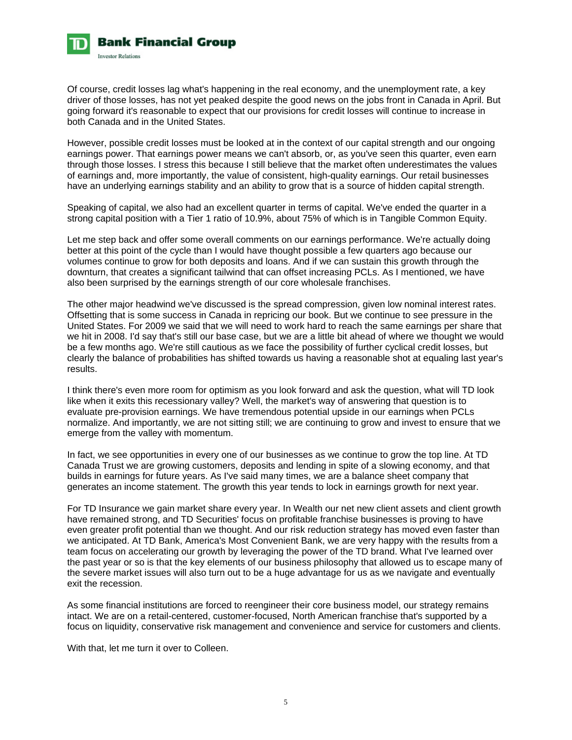Of course, credit losses lag what's happening in the real economy, and the unemployment rate, a key driver of those losses, has not yet peaked despite the good news on the jobs front in Canada in April. But going forward it's reasonable to expect that our provisions for credit losses will continue to increase in both Canada and in the United States.

However, possible credit losses must be looked at in the context of our capital strength and our ongoing earnings power. That earnings power means we can't absorb, or, as you've seen this quarter, even earn through those losses. I stress this because I still believe that the market often underestimates the values of earnings and, more importantly, the value of consistent, high-quality earnings. Our retail businesses have an underlying earnings stability and an ability to grow that is a source of hidden capital strength.

Speaking of capital, we also had an excellent quarter in terms of capital. We've ended the quarter in a strong capital position with a Tier 1 ratio of 10.9%, about 75% of which is in Tangible Common Equity.

Let me step back and offer some overall comments on our earnings performance. We're actually doing better at this point of the cycle than I would have thought possible a few quarters ago because our volumes continue to grow for both deposits and loans. And if we can sustain this growth through the downturn, that creates a significant tailwind that can offset increasing PCLs. As I mentioned, we have also been surprised by the earnings strength of our core wholesale franchises.

The other major headwind we've discussed is the spread compression, given low nominal interest rates. Offsetting that is some success in Canada in repricing our book. But we continue to see pressure in the United States. For 2009 we said that we will need to work hard to reach the same earnings per share that we hit in 2008. I'd say that's still our base case, but we are a little bit ahead of where we thought we would be a few months ago. We're still cautious as we face the possibility of further cyclical credit losses, but clearly the balance of probabilities has shifted towards us having a reasonable shot at equaling last year's results.

I think there's even more room for optimism as you look forward and ask the question, what will TD look like when it exits this recessionary valley? Well, the market's way of answering that question is to evaluate pre-provision earnings. We have tremendous potential upside in our earnings when PCLs normalize. And importantly, we are not sitting still; we are continuing to grow and invest to ensure that we emerge from the valley with momentum.

In fact, we see opportunities in every one of our businesses as we continue to grow the top line. At TD Canada Trust we are growing customers, deposits and lending in spite of a slowing economy, and that builds in earnings for future years. As I've said many times, we are a balance sheet company that generates an income statement. The growth this year tends to lock in earnings growth for next year.

For TD Insurance we gain market share every year. In Wealth our net new client assets and client growth have remained strong, and TD Securities' focus on profitable franchise businesses is proving to have even greater profit potential than we thought. And our risk reduction strategy has moved even faster than we anticipated. At TD Bank, America's Most Convenient Bank, we are very happy with the results from a team focus on accelerating our growth by leveraging the power of the TD brand. What I've learned over the past year or so is that the key elements of our business philosophy that allowed us to escape many of the severe market issues will also turn out to be a huge advantage for us as we navigate and eventually exit the recession.

As some financial institutions are forced to reengineer their core business model, our strategy remains intact. We are on a retail-centered, customer-focused, North American franchise that's supported by a focus on liquidity, conservative risk management and convenience and service for customers and clients.

With that, let me turn it over to Colleen.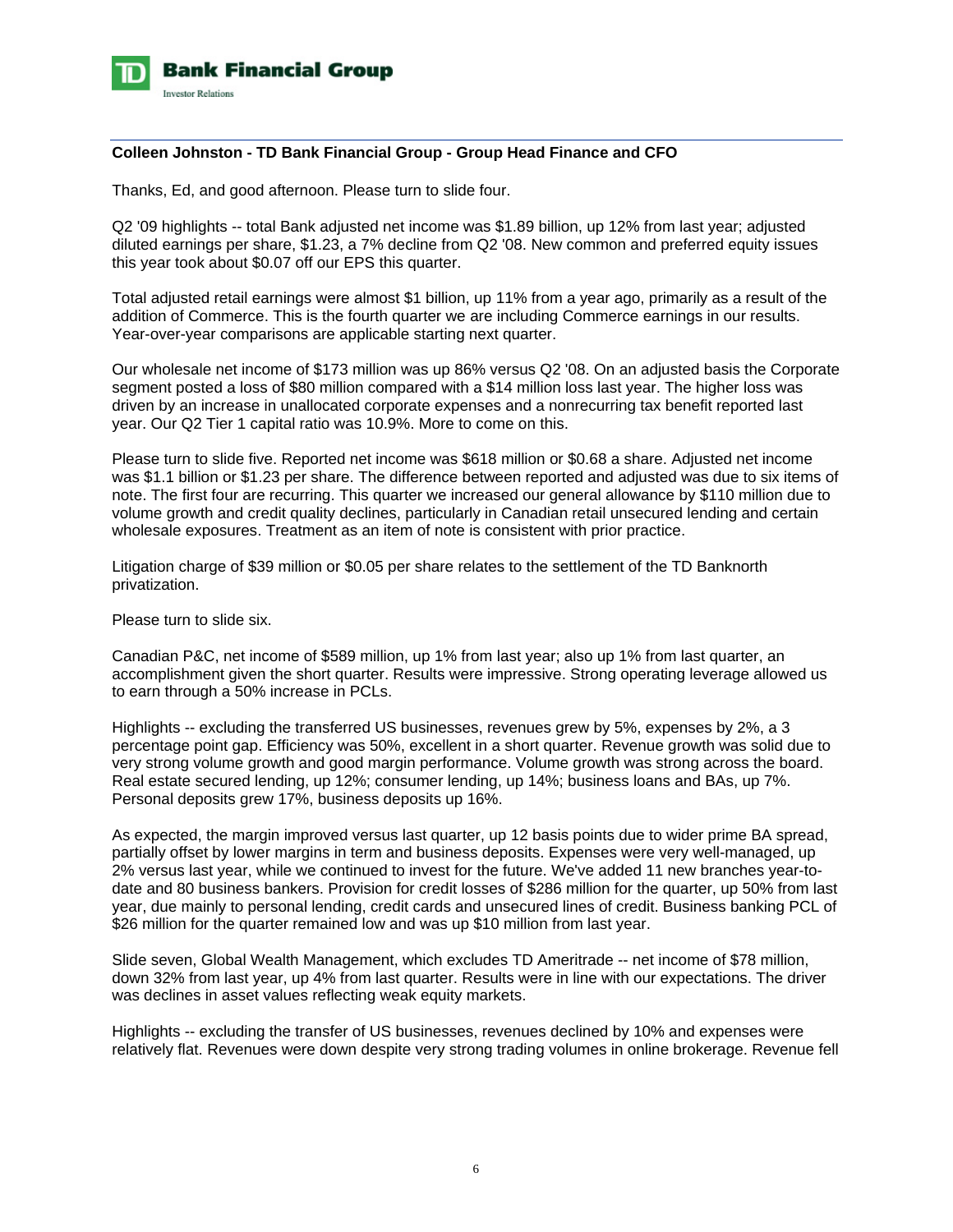**Colleen Johnston - TD Bank Financial Group - Group Head Finance and CFO**

Thanks, Ed, and good afternoon. Please turn to slide four.

Q2 '09 highlights -- total Bank adjusted net income was $1.89 billion, up 12% from last year; adjusted diluted earnings per share, $1.23, a 7% decline from Q2 '08. New common and preferred equity issues this year took about $0.07 off our EPS this quarter.

Total adjusted retail earnings were almost $1 billion, up 11% from a year ago, primarily as a result of the addition of Commerce. This is the fourth quarter we are including Commerce earnings in our results. Year-over-year comparisons are applicable starting next quarter.

Our wholesale net income of $173 million was up 86% versus Q2 '08. On an adjusted basis the Corporate segment posted a loss of $80 million compared with a $14 million loss last year. The higher loss was driven by an increase in unallocated corporate expenses and a nonrecurring tax benefit reported last year. Our Q2 Tier 1 capital ratio was 10.9%. More to come on this.

Please turn to slide five. Reported net income was $618 million or $0.68 a share. Adjusted net income was $1.1 billion or $1.23 per share. The difference between reported and adjusted was due to six items of note. The first four are recurring. This quarter we increased our general allowance by $110 million due to volume growth and credit quality declines, particularly in Canadian retail unsecured lending and certain wholesale exposures. Treatment as an item of note is consistent with prior practice.

Litigation charge of $39 million or $0.05 per share relates to the settlement of the TD Banknorth privatization.

Please turn to slide six.

Canadian P&C, net income of $589 million, up 1% from last year; also up 1% from last quarter, an accomplishment given the short quarter. Results were impressive. Strong operating leverage allowed us to earn through a 50% increase in PCLs.

Highlights -- excluding the transferred US businesses, revenues grew by 5%, expenses by 2%, a 3 percentage point gap. Efficiency was 50%, excellent in a short quarter. Revenue growth was solid due to very strong volume growth and good margin performance. Volume growth was strong across the board. Real estate secured lending, up 12%; consumer lending, up 14%; business loans and BAs, up 7%. Personal deposits grew 17%, business deposits up 16%.

As expected, the margin improved versus last quarter, up 12 basis points due to wider prime BA spread, partially offset by lower margins in term and business deposits. Expenses were very well-managed, up 2% versus last year, while we continued to invest for the future. We've added 11 new branches year-to-date and 80 business bankers. Provision for credit losses of $286 million for the quarter, up 50% from last year, due mainly to personal lending, credit cards and unsecured lines of credit. Business banking PCL of $26 million for the quarter remained low and was up $10 million from last year.

Slide seven, Global Wealth Management, which excludes TD Ameritrade -- net income of $78 million, down 32% from last year, up 4% from last quarter. Results were in line with our expectations. The driver was declines in asset values reflecting weak equity markets.

Highlights -- excluding the transfer of US businesses, revenues declined by 10% and expenses were relatively flat. Revenues were down despite very strong trading volumes in online brokerage. Revenue fell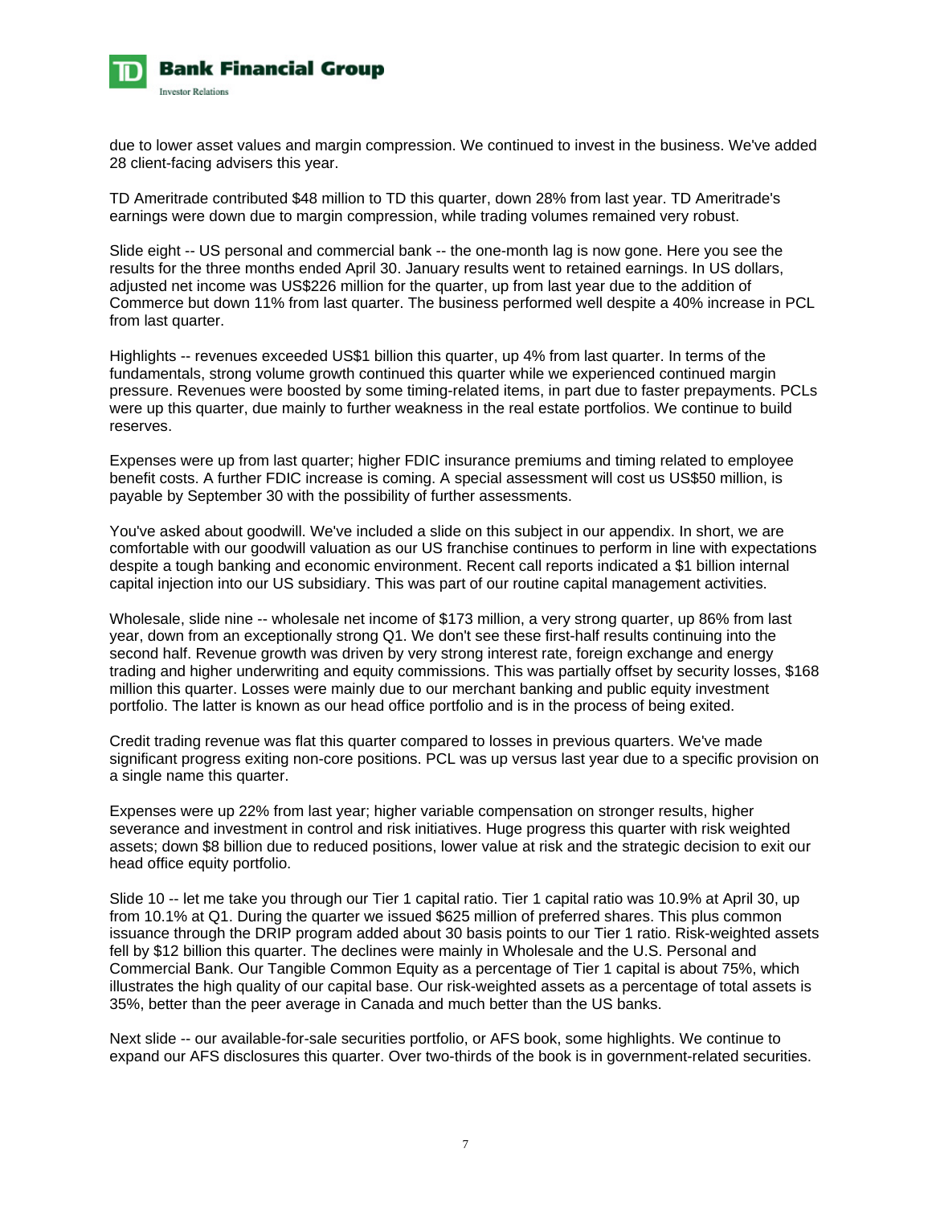due to lower asset values and margin compression. We continued to invest in the business. We've added 28 client-facing advisers this year.

TD Ameritrade contributed $48 million to TD this quarter, down 28% from last year. TD Ameritrade's earnings were down due to margin compression, while trading volumes remained very robust.

Slide eight -- US personal and commercial bank -- the one-month lag is now gone. Here you see the results for the three months ended April 30. January results went to retained earnings. In US dollars, adjusted net income was US$226 million for the quarter, up from last year due to the addition of Commerce but down 11% from last quarter. The business performed well despite a 40% increase in PCL from last quarter.

Highlights -- revenues exceeded US$1 billion this quarter, up 4% from last quarter. In terms of the fundamentals, strong volume growth continued this quarter while we experienced continued margin pressure. Revenues were boosted by some timing-related items, in part due to faster prepayments. PCLs were up this quarter, due mainly to further weakness in the real estate portfolios. We continue to build reserves.

Expenses were up from last quarter; higher FDIC insurance premiums and timing related to employee benefit costs. A further FDIC increase is coming. A special assessment will cost us US$50 million, is payable by September 30 with the possibility of further assessments.

You've asked about goodwill. We've included a slide on this subject in our appendix. In short, we are comfortable with our goodwill valuation as our US franchise continues to perform in line with expectations despite a tough banking and economic environment. Recent call reports indicated a $1 billion internal capital injection into our US subsidiary. This was part of our routine capital management activities.

Wholesale, slide nine -- wholesale net income of $173 million, a very strong quarter, up 86% from last year, down from an exceptionally strong Q1. We don't see these first-half results continuing into the second half. Revenue growth was driven by very strong interest rate, foreign exchange and energy trading and higher underwriting and equity commissions. This was partially offset by security losses, $168 million this quarter. Losses were mainly due to our merchant banking and public equity investment portfolio. The latter is known as our head office portfolio and is in the process of being exited.

Credit trading revenue was flat this quarter compared to losses in previous quarters. We've made significant progress exiting non-core positions. PCL was up versus last year due to a specific provision on a single name this quarter.

Expenses were up 22% from last year; higher variable compensation on stronger results, higher severance and investment in control and risk initiatives. Huge progress this quarter with risk weighted assets; down $8 billion due to reduced positions, lower value at risk and the strategic decision to exit our head office equity portfolio.

Slide 10 -- let me take you through our Tier 1 capital ratio. Tier 1 capital ratio was 10.9% at April 30, up from 10.1% at Q1. During the quarter we issued $625 million of preferred shares. This plus common issuance through the DRIP program added about 30 basis points to our Tier 1 ratio. Risk-weighted assets fell by $12 billion this quarter. The declines were mainly in Wholesale and the U.S. Personal and Commercial Bank. Our Tangible Common Equity as a percentage of Tier 1 capital is about 75%, which illustrates the high quality of our capital base. Our risk-weighted assets as a percentage of total assets is 35%, better than the peer average in Canada and much better than the US banks.

Next slide -- our available-for-sale securities portfolio, or AFS book, some highlights. We continue to expand our AFS disclosures this quarter. Over two-thirds of the book is in government-related securities.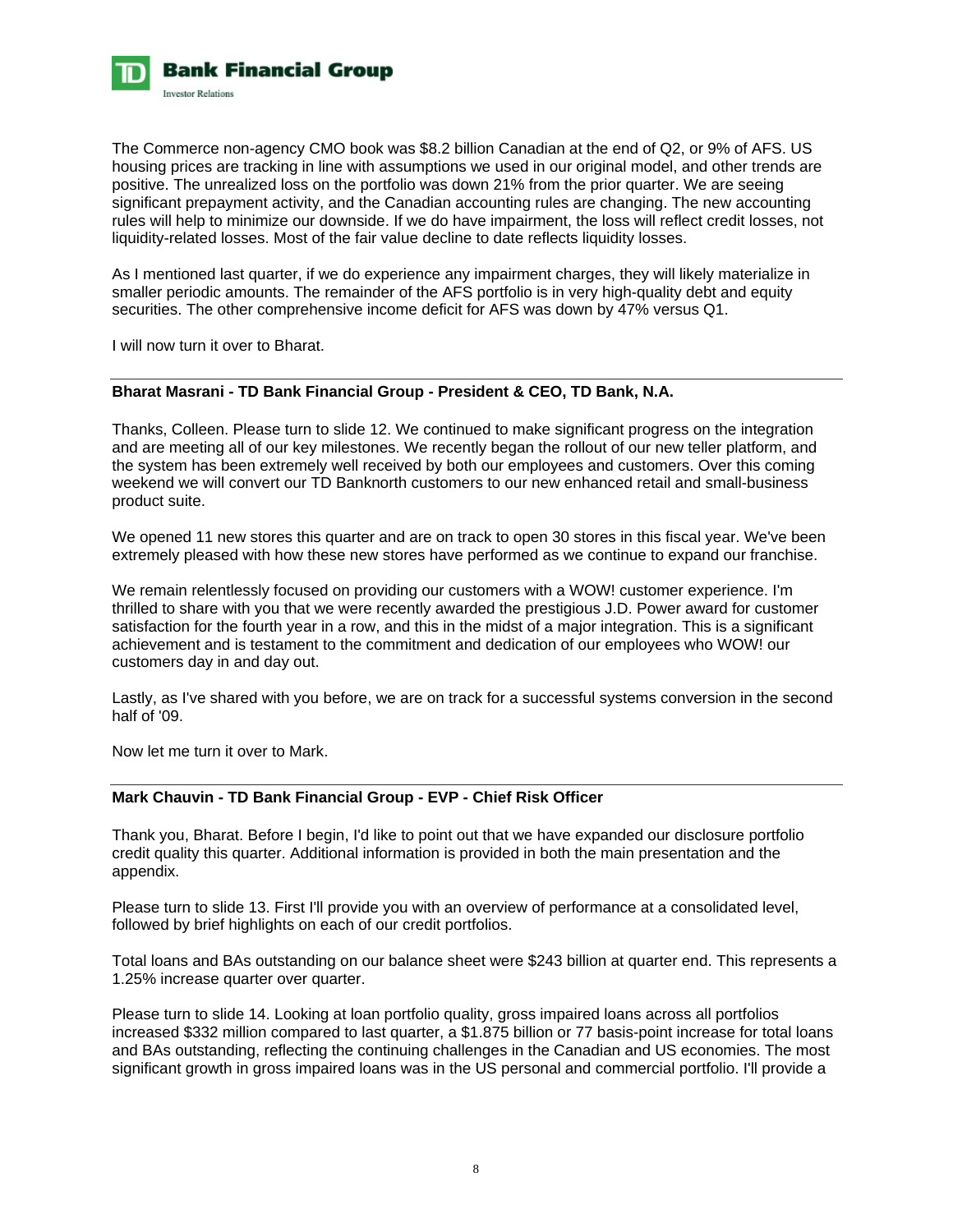The Commerce non-agency CMO book was $8.2 billion Canadian at the end of Q2, or 9% of AFS. US housing prices are tracking in line with assumptions we used in our original model, and other trends are positive. The unrealized loss on the portfolio was down 21% from the prior quarter. We are seeing significant prepayment activity, and the Canadian accounting rules are changing. The new accounting rules will help to minimize our downside. If we do have impairment, the loss will reflect credit losses, not liquidity-related losses. Most of the fair value decline to date reflects liquidity losses.

As I mentioned last quarter, if we do experience any impairment charges, they will likely materialize in smaller periodic amounts. The remainder of the AFS portfolio is in very high-quality debt and equity securities. The other comprehensive income deficit for AFS was down by 47% versus Q1.

I will now turn it over to Bharat.

---

**Bharat Masrani - TD Bank Financial Group - President & CEO, TD Bank, N.A.**

Thanks, Colleen. Please turn to slide 12. We continued to make significant progress on the integration and are meeting all of our key milestones. We recently began the rollout of our new teller platform, and the system has been extremely well received by both our employees and customers. Over this coming weekend we will convert our TD Banknorth customers to our new enhanced retail and small-business product suite.

We opened 11 new stores this quarter and are on track to open 30 stores in this fiscal year. We've been extremely pleased with how these new stores have performed as we continue to expand our franchise.

We remain relentlessly focused on providing our customers with a WOW! customer experience. I'm thrilled to share with you that we were recently awarded the prestigious J.D. Power award for customer satisfaction for the fourth year in a row, and this in the midst of a major integration. This is a significant achievement and is testament to the commitment and dedication of our employees who WOW! our customers day in and day out.

Lastly, as I've shared with you before, we are on track for a successful systems conversion in the second half of '09.

Now let me turn it over to Mark.

---

**Mark Chauvin - TD Bank Financial Group - EVP - Chief Risk Officer**

Thank you, Bharat. Before I begin, I'd like to point out that we have expanded our disclosure portfolio credit quality this quarter. Additional information is provided in both the main presentation and the appendix.

Please turn to slide 13. First I'll provide you with an overview of performance at a consolidated level, followed by brief highlights on each of our credit portfolios.

Total loans and BAs outstanding on our balance sheet were $243 billion at quarter end. This represents a 1.25% increase quarter over quarter.

Please turn to slide 14. Looking at loan portfolio quality, gross impaired loans across all portfolios increased $332 million compared to last quarter, a $1.875 billion or 77 basis-point increase for total loans and BAs outstanding, reflecting the continuing challenges in the Canadian and US economies. The most significant growth in gross impaired loans was in the US personal and commercial portfolio. I'll provide a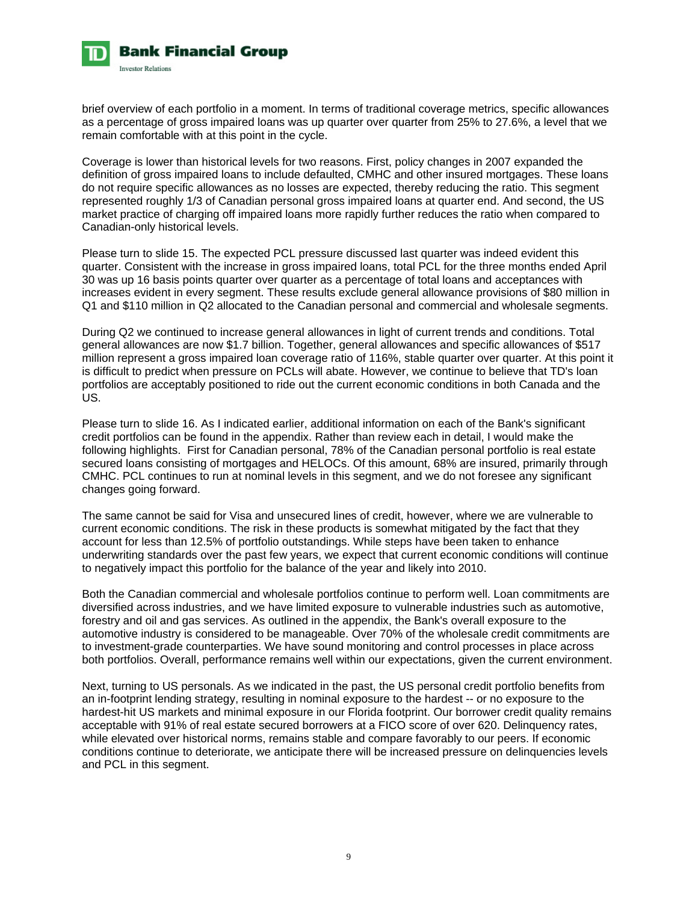brief overview of each portfolio in a moment. In terms of traditional coverage metrics, specific allowances as a percentage of gross impaired loans was up quarter over quarter from 25% to 27.6%, a level that we remain comfortable with at this point in the cycle.

Coverage is lower than historical levels for two reasons. First, policy changes in 2007 expanded the definition of gross impaired loans to include defaulted, CMHC and other insured mortgages. These loans do not require specific allowances as no losses are expected, thereby reducing the ratio. This segment represented roughly 1/3 of Canadian personal gross impaired loans at quarter end. And second, the US market practice of charging off impaired loans more rapidly further reduces the ratio when compared to Canadian-only historical levels.

Please turn to slide 15. The expected PCL pressure discussed last quarter was indeed evident this quarter. Consistent with the increase in gross impaired loans, total PCL for the three months ended April 30 was up 16 basis points quarter over quarter as a percentage of total loans and acceptances with increases evident in every segment. These results exclude general allowance provisions of $80 million in Q1 and $110 million in Q2 allocated to the Canadian personal and commercial and wholesale segments.

During Q2 we continued to increase general allowances in light of current trends and conditions. Total general allowances are now $1.7 billion. Together, general allowances and specific allowances of $517 million represent a gross impaired loan coverage ratio of 116%, stable quarter over quarter. At this point it is difficult to predict when pressure on PCLs will abate. However, we continue to believe that TD's loan portfolios are acceptably positioned to ride out the current economic conditions in both Canada and the US.

Please turn to slide 16. As I indicated earlier, additional information on each of the Bank's significant credit portfolios can be found in the appendix. Rather than review each in detail, I would make the following highlights. First for Canadian personal, 78% of the Canadian personal portfolio is real estate secured loans consisting of mortgages and HELOCs. Of this amount, 68% are insured, primarily through CMHC. PCL continues to run at nominal levels in this segment, and we do not foresee any significant changes going forward.

The same cannot be said for Visa and unsecured lines of credit, however, where we are vulnerable to current economic conditions. The risk in these products is somewhat mitigated by the fact that they account for less than 12.5% of portfolio outstandings. While steps have been taken to enhance underwriting standards over the past few years, we expect that current economic conditions will continue to negatively impact this portfolio for the balance of the year and likely into 2010.

Both the Canadian commercial and wholesale portfolios continue to perform well. Loan commitments are diversified across industries, and we have limited exposure to vulnerable industries such as automotive, forestry and oil and gas services. As outlined in the appendix, the Bank's overall exposure to the automotive industry is considered to be manageable. Over 70% of the wholesale credit commitments are to investment-grade counterparties. We have sound monitoring and control processes in place across both portfolios. Overall, performance remains well within our expectations, given the current environment.

Next, turning to US personals. As we indicated in the past, the US personal credit portfolio benefits from an in-footprint lending strategy, resulting in nominal exposure to the hardest -- or no exposure to the hardest-hit US markets and minimal exposure in our Florida footprint. Our borrower credit quality remains acceptable with 91% of real estate secured borrowers at a FICO score of over 620. Delinquency rates, while elevated over historical norms, remains stable and compare favorably to our peers. If economic conditions continue to deteriorate, we anticipate there will be increased pressure on delinquencies levels and PCL in this segment.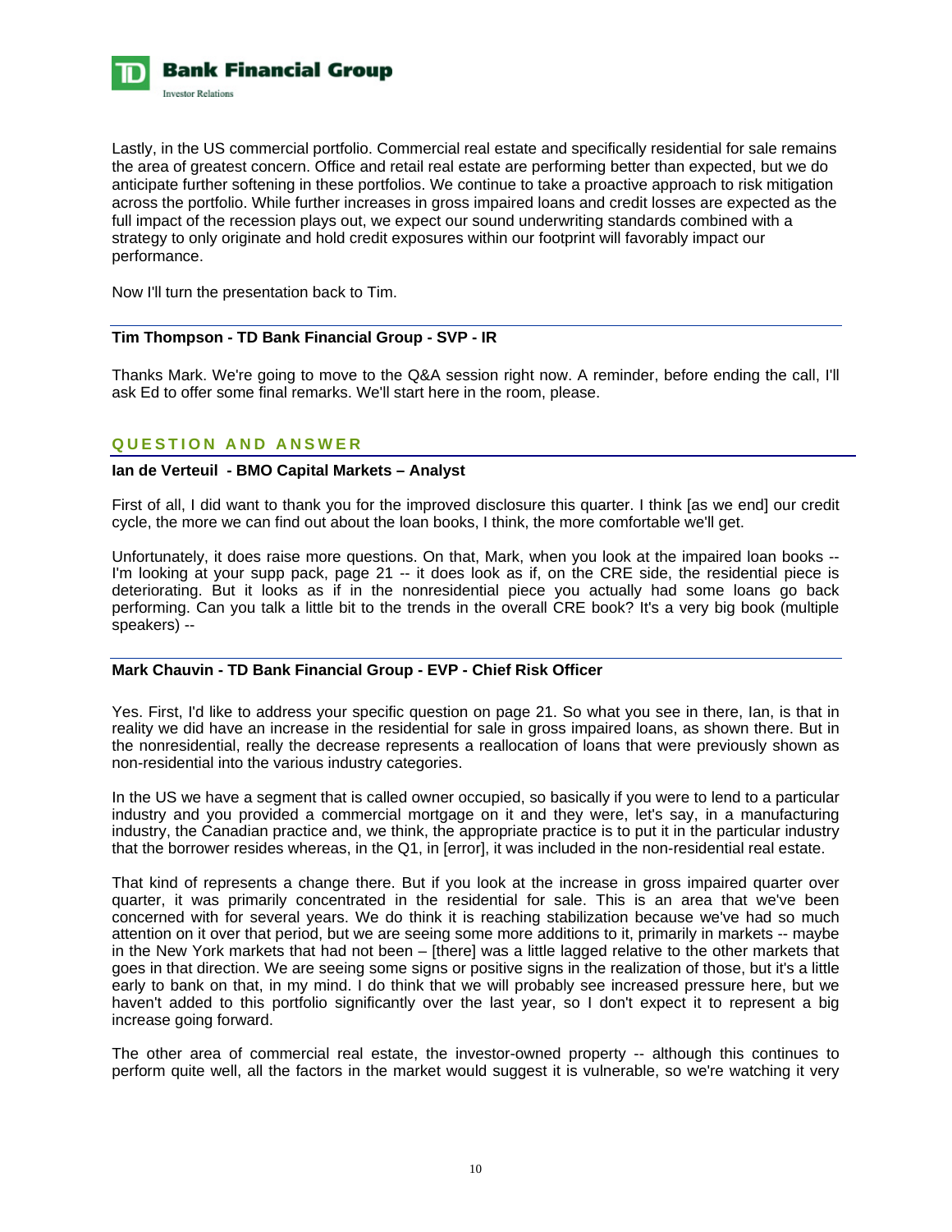Lastly, in the US commercial portfolio. Commercial real estate and specifically residential for sale remains the area of greatest concern. Office and retail real estate are performing better than expected, but we do anticipate further softening in these portfolios. We continue to take a proactive approach to risk mitigation across the portfolio. While further increases in gross impaired loans and credit losses are expected as the full impact of the recession plays out, we expect our sound underwriting standards combined with a strategy to only originate and hold credit exposures within our footprint will favorably impact our performance.

Now I'll turn the presentation back to Tim.

**Tim Thompson - TD Bank Financial Group - SVP - IR**

Thanks Mark. We're going to move to the Q&A session right now. A reminder, before ending the call, I'll ask Ed to offer some final remarks. We'll start here in the room, please.

## QUESTION AND ANSWER

**Ian de Verteuil - BMO Capital Markets – Analyst**

First of all, I did want to thank you for the improved disclosure this quarter. I think [as we end] our credit cycle, the more we can find out about the loan books, I think, the more comfortable we'll get.

Unfortunately, it does raise more questions. On that, Mark, when you look at the impaired loan books -- I'm looking at your supp pack, page 21 -- it does look as if, on the CRE side, the residential piece is deteriorating. But it looks as if in the nonresidential piece you actually had some loans go back performing. Can you talk a little bit to the trends in the overall CRE book? It's a very big book (multiple speakers) --

**Mark Chauvin - TD Bank Financial Group - EVP - Chief Risk Officer**

Yes. First, I'd like to address your specific question on page 21. So what you see in there, Ian, is that in reality we did have an increase in the residential for sale in gross impaired loans, as shown there. But in the nonresidential, really the decrease represents a reallocation of loans that were previously shown as non-residential into the various industry categories.

In the US we have a segment that is called owner occupied, so basically if you were to lend to a particular industry and you provided a commercial mortgage on it and they were, let's say, in a manufacturing industry, the Canadian practice and, we think, the appropriate practice is to put it in the particular industry that the borrower resides whereas, in the Q1, in [error], it was included in the non-residential real estate.

That kind of represents a change there. But if you look at the increase in gross impaired quarter over quarter, it was primarily concentrated in the residential for sale. This is an area that we've been concerned with for several years. We do think it is reaching stabilization because we've had so much attention on it over that period, but we are seeing some more additions to it, primarily in markets -- maybe in the New York markets that had not been – [there] was a little lagged relative to the other markets that goes in that direction. We are seeing some signs or positive signs in the realization of those, but it's a little early to bank on that, in my mind. I do think that we will probably see increased pressure here, but we haven't added to this portfolio significantly over the last year, so I don't expect it to represent a big increase going forward.

The other area of commercial real estate, the investor-owned property -- although this continues to perform quite well, all the factors in the market would suggest it is vulnerable, so we're watching it very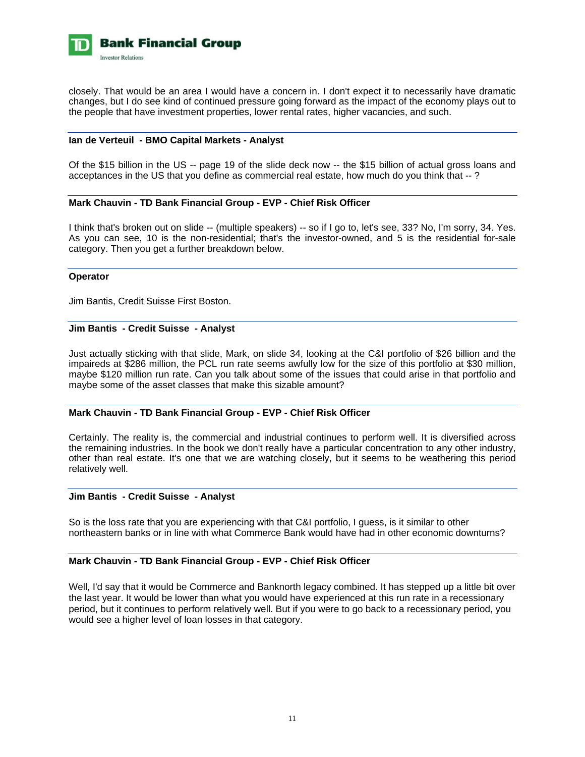closely. That would be an area I would have a concern in. I don't expect it to necessarily have dramatic changes, but I do see kind of continued pressure going forward as the impact of the economy plays out to the people that have investment properties, lower rental rates, higher vacancies, and such.

**Ian de Verteuil - BMO Capital Markets - Analyst**

Of the $15 billion in the US -- page 19 of the slide deck now -- the $15 billion of actual gross loans and acceptances in the US that you define as commercial real estate, how much do you think that -- ?

**Mark Chauvin - TD Bank Financial Group - EVP - Chief Risk Officer**

I think that's broken out on slide -- (multiple speakers) -- so if I go to, let's see, 33? No, I'm sorry, 34. Yes. As you can see, 10 is the non-residential; that's the investor-owned, and 5 is the residential for-sale category. Then you get a further breakdown below.

**Operator**

Jim Bantis, Credit Suisse First Boston.

**Jim Bantis - Credit Suisse - Analyst**

Just actually sticking with that slide, Mark, on slide 34, looking at the C&I portfolio of $26 billion and the impaireds at $286 million, the PCL run rate seems awfully low for the size of this portfolio at $30 million, maybe $120 million run rate. Can you talk about some of the issues that could arise in that portfolio and maybe some of the asset classes that make this sizable amount?

**Mark Chauvin - TD Bank Financial Group - EVP - Chief Risk Officer**

Certainly. The reality is, the commercial and industrial continues to perform well. It is diversified across the remaining industries. In the book we don't really have a particular concentration to any other industry, other than real estate. It's one that we are watching closely, but it seems to be weathering this period relatively well.

**Jim Bantis - Credit Suisse - Analyst**

So is the loss rate that you are experiencing with that C&I portfolio, I guess, is it similar to other northeastern banks or in line with what Commerce Bank would have had in other economic downturns?

**Mark Chauvin - TD Bank Financial Group - EVP - Chief Risk Officer**

Well, I'd say that it would be Commerce and Banknorth legacy combined. It has stepped up a little bit over the last year. It would be lower than what you would have experienced at this run rate in a recessionary period, but it continues to perform relatively well. But if you were to go back to a recessionary period, you would see a higher level of loan losses in that category.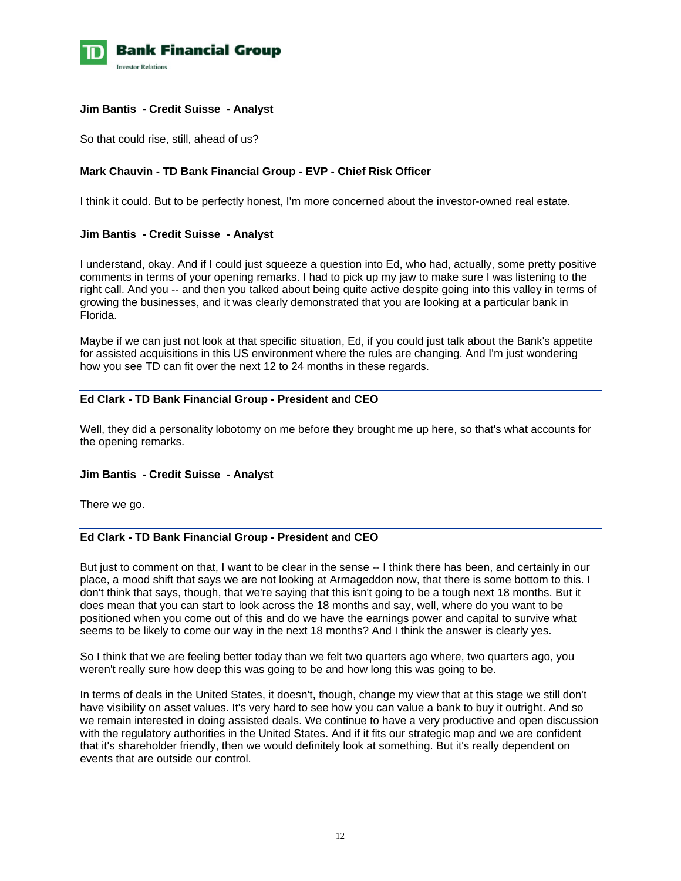**Jim Bantis - Credit Suisse - Analyst**

So that could rise, still, ahead of us?

**Mark Chauvin - TD Bank Financial Group - EVP - Chief Risk Officer**

I think it could. But to be perfectly honest, I'm more concerned about the investor-owned real estate.

**Jim Bantis - Credit Suisse - Analyst**

I understand, okay. And if I could just squeeze a question into Ed, who had, actually, some pretty positive comments in terms of your opening remarks. I had to pick up my jaw to make sure I was listening to the right call. And you -- and then you talked about being quite active despite going into this valley in terms of growing the businesses, and it was clearly demonstrated that you are looking at a particular bank in Florida.

Maybe if we can just not look at that specific situation, Ed, if you could just talk about the Bank's appetite for assisted acquisitions in this US environment where the rules are changing. And I'm just wondering how you see TD can fit over the next 12 to 24 months in these regards.

**Ed Clark - TD Bank Financial Group - President and CEO**

Well, they did a personality lobotomy on me before they brought me up here, so that's what accounts for the opening remarks.

**Jim Bantis - Credit Suisse - Analyst**

There we go.

**Ed Clark - TD Bank Financial Group - President and CEO**

But just to comment on that, I want to be clear in the sense -- I think there has been, and certainly in our place, a mood shift that says we are not looking at Armageddon now, that there is some bottom to this. I don't think that says, though, that we're saying that this isn't going to be a tough next 18 months. But it does mean that you can start to look across the 18 months and say, well, where do you want to be positioned when you come out of this and do we have the earnings power and capital to survive what seems to be likely to come our way in the next 18 months? And I think the answer is clearly yes.

So I think that we are feeling better today than we felt two quarters ago where, two quarters ago, you weren't really sure how deep this was going to be and how long this was going to be.

In terms of deals in the United States, it doesn't, though, change my view that at this stage we still don't have visibility on asset values. It's very hard to see how you can value a bank to buy it outright. And so we remain interested in doing assisted deals. We continue to have a very productive and open discussion with the regulatory authorities in the United States. And if it fits our strategic map and we are confident that it's shareholder friendly, then we would definitely look at something. But it's really dependent on events that are outside our control.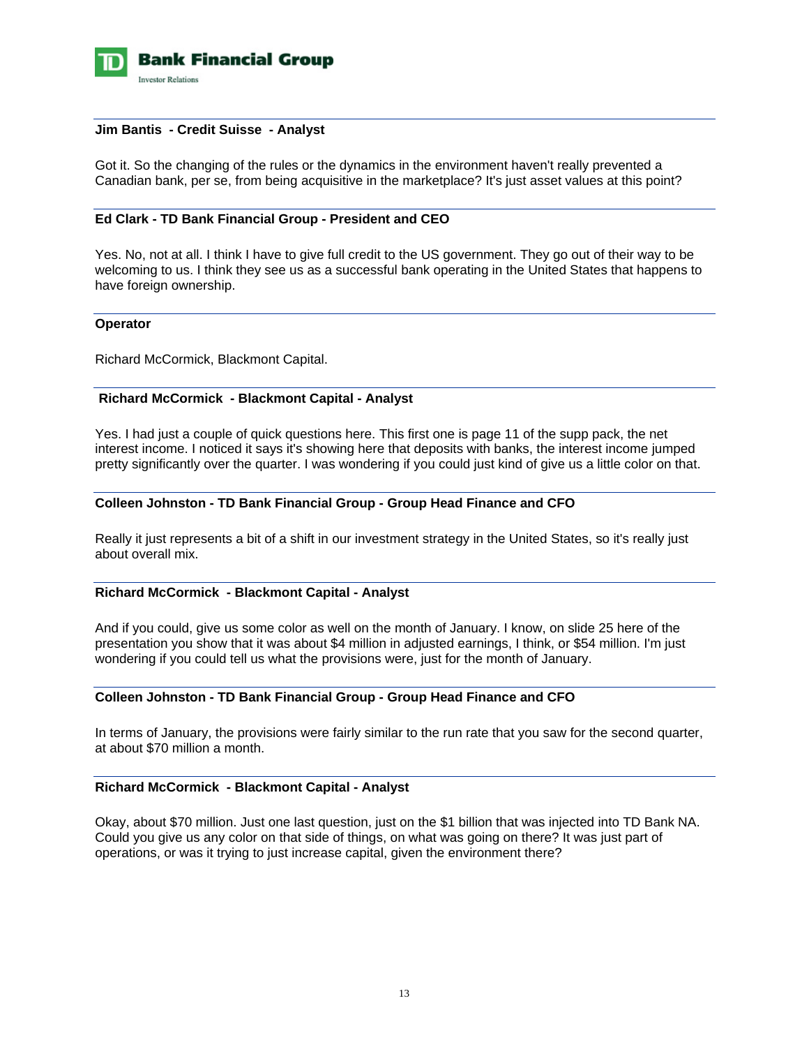**Jim Bantis - Credit Suisse - Analyst**

Got it. So the changing of the rules or the dynamics in the environment haven't really prevented a Canadian bank, per se, from being acquisitive in the marketplace? It's just asset values at this point?

---

**Ed Clark - TD Bank Financial Group - President and CEO**

Yes. No, not at all. I think I have to give full credit to the US government. They go out of their way to be welcoming to us. I think they see us as a successful bank operating in the United States that happens to have foreign ownership.

---

**Operator**

Richard McCormick, Blackmont Capital.

---

**Richard McCormick - Blackmont Capital - Analyst**

Yes. I had just a couple of quick questions here. This first one is page 11 of the supp pack, the net interest income. I noticed it says it's showing here that deposits with banks, the interest income jumped pretty significantly over the quarter. I was wondering if you could just kind of give us a little color on that.

---

**Colleen Johnston - TD Bank Financial Group - Group Head Finance and CFO**

Really it just represents a bit of a shift in our investment strategy in the United States, so it's really just about overall mix.

---

**Richard McCormick - Blackmont Capital - Analyst**

And if you could, give us some color as well on the month of January. I know, on slide 25 here of the presentation you show that it was about $4 million in adjusted earnings, I think, or $54 million. I'm just wondering if you could tell us what the provisions were, just for the month of January.

---

**Colleen Johnston - TD Bank Financial Group - Group Head Finance and CFO**

In terms of January, the provisions were fairly similar to the run rate that you saw for the second quarter, at about $70 million a month.

---

**Richard McCormick - Blackmont Capital - Analyst**

Okay, about $70 million. Just one last question, just on the $1 billion that was injected into TD Bank NA. Could you give us any color on that side of things, on what was going on there? It was just part of operations, or was it trying to just increase capital, given the environment there?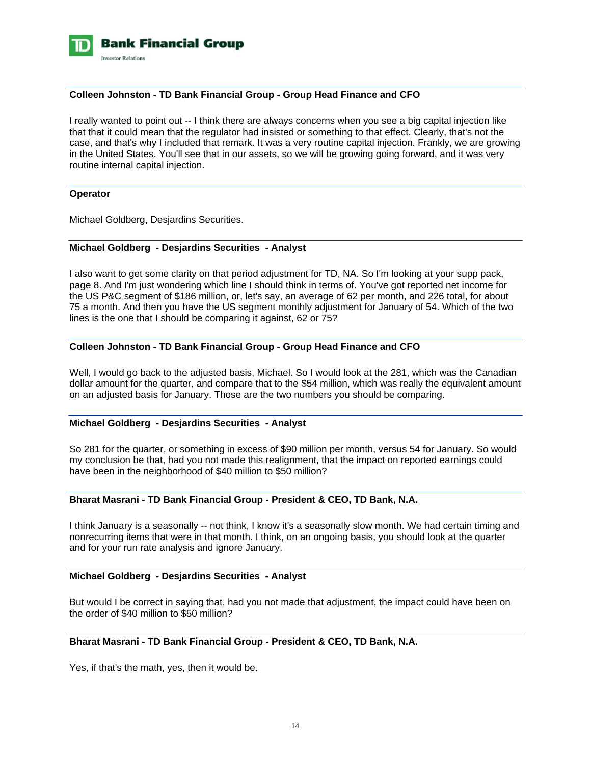**Colleen Johnston - TD Bank Financial Group - Group Head Finance and CFO**

I really wanted to point out -- I think there are always concerns when you see a big capital injection like that that it could mean that the regulator had insisted or something to that effect. Clearly, that's not the case, and that's why I included that remark. It was a very routine capital injection. Frankly, we are growing in the United States. You'll see that in our assets, so we will be growing going forward, and it was very routine internal capital injection.

**Operator**

Michael Goldberg, Desjardins Securities.

**Michael Goldberg - Desjardins Securities - Analyst**

I also want to get some clarity on that period adjustment for TD, NA. So I'm looking at your supp pack, page 8. And I'm just wondering which line I should think in terms of. You've got reported net income for the US P&C segment of $186 million, or, let's say, an average of 62 per month, and 226 total, for about 75 a month. And then you have the US segment monthly adjustment for January of 54. Which of the two lines is the one that I should be comparing it against, 62 or 75?

**Colleen Johnston - TD Bank Financial Group - Group Head Finance and CFO**

Well, I would go back to the adjusted basis, Michael. So I would look at the 281, which was the Canadian dollar amount for the quarter, and compare that to the $54 million, which was really the equivalent amount on an adjusted basis for January. Those are the two numbers you should be comparing.

**Michael Goldberg - Desjardins Securities - Analyst**

So 281 for the quarter, or something in excess of $90 million per month, versus 54 for January. So would my conclusion be that, had you not made this realignment, that the impact on reported earnings could have been in the neighborhood of $40 million to $50 million?

**Bharat Masrani - TD Bank Financial Group - President & CEO, TD Bank, N.A.**

I think January is a seasonally -- not think, I know it's a seasonally slow month. We had certain timing and nonrecurring items that were in that month. I think, on an ongoing basis, you should look at the quarter and for your run rate analysis and ignore January.

**Michael Goldberg - Desjardins Securities - Analyst**

But would I be correct in saying that, had you not made that adjustment, the impact could have been on the order of $40 million to $50 million?

**Bharat Masrani - TD Bank Financial Group - President & CEO, TD Bank, N.A.**

Yes, if that's the math, yes, then it would be.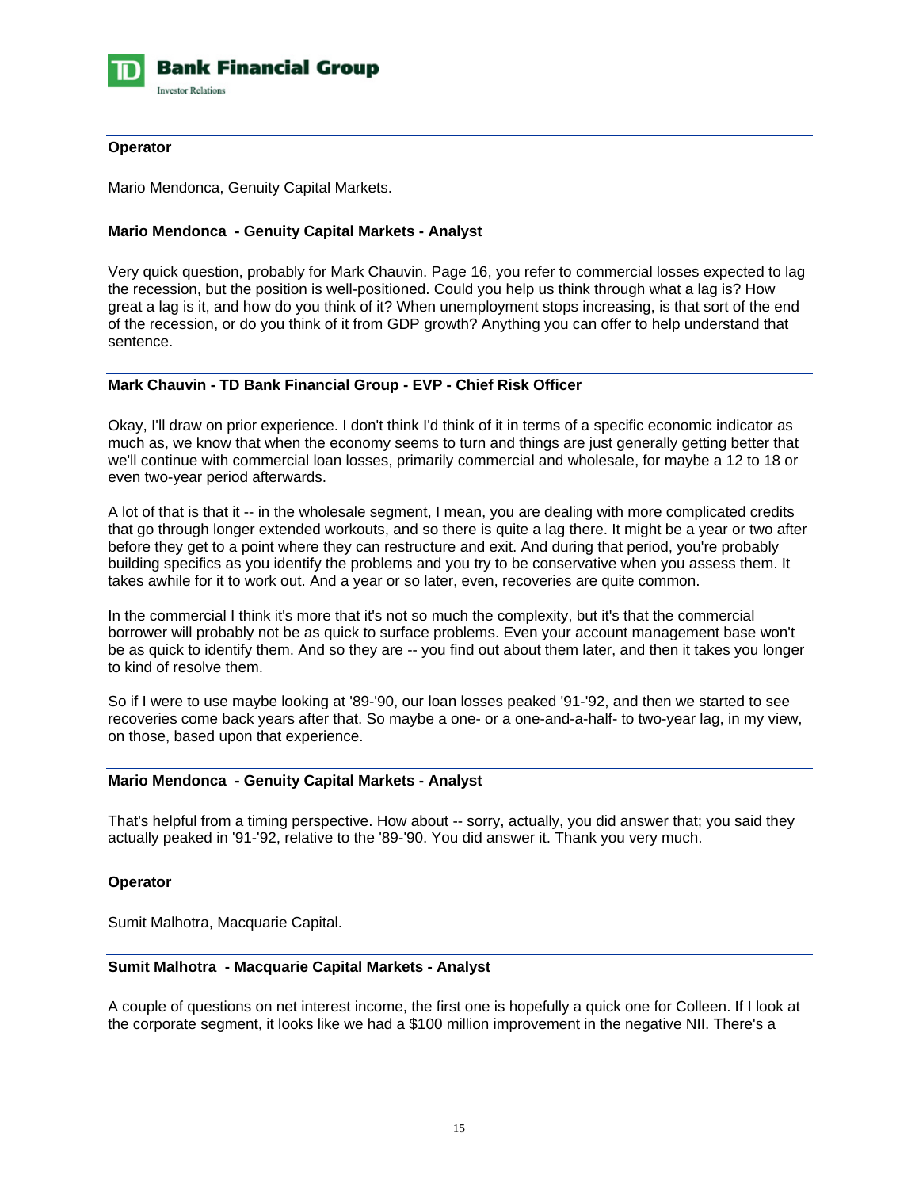**Operator**

Mario Mendonca, Genuity Capital Markets.

**Mario Mendonca - Genuity Capital Markets - Analyst**

Very quick question, probably for Mark Chauvin. Page 16, you refer to commercial losses expected to lag the recession, but the position is well-positioned. Could you help us think through what a lag is? How great a lag is it, and how do you think of it? When unemployment stops increasing, is that sort of the end of the recession, or do you think of it from GDP growth? Anything you can offer to help understand that sentence.

**Mark Chauvin - TD Bank Financial Group - EVP - Chief Risk Officer**

Okay, I'll draw on prior experience. I don't think I'd think of it in terms of a specific economic indicator as much as, we know that when the economy seems to turn and things are just generally getting better that we'll continue with commercial loan losses, primarily commercial and wholesale, for maybe a 12 to 18 or even two-year period afterwards.

A lot of that is that it -- in the wholesale segment, I mean, you are dealing with more complicated credits that go through longer extended workouts, and so there is quite a lag there. It might be a year or two after before they get to a point where they can restructure and exit. And during that period, you're probably building specifics as you identify the problems and you try to be conservative when you assess them. It takes awhile for it to work out. And a year or so later, even, recoveries are quite common.

In the commercial I think it's more that it's not so much the complexity, but it's that the commercial borrower will probably not be as quick to surface problems. Even your account management base won't be as quick to identify them. And so they are -- you find out about them later, and then it takes you longer to kind of resolve them.

So if I were to use maybe looking at '89-'90, our loan losses peaked '91-'92, and then we started to see recoveries come back years after that. So maybe a one- or a one-and-a-half- to two-year lag, in my view, on those, based upon that experience.

**Mario Mendonca - Genuity Capital Markets - Analyst**

That's helpful from a timing perspective. How about -- sorry, actually, you did answer that; you said they actually peaked in '91-'92, relative to the '89-'90. You did answer it. Thank you very much.

**Operator**

Sumit Malhotra, Macquarie Capital.

**Sumit Malhotra - Macquarie Capital Markets - Analyst**

A couple of questions on net interest income, the first one is hopefully a quick one for Colleen. If I look at the corporate segment, it looks like we had a $100 million improvement in the negative NII. There's a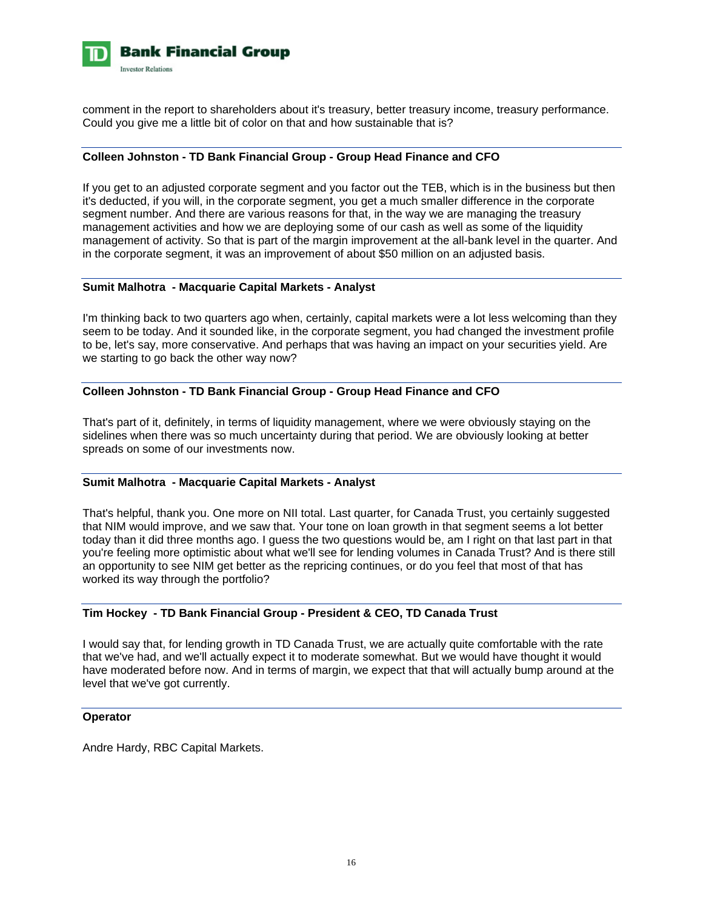comment in the report to shareholders about it's treasury, better treasury income, treasury performance. Could you give me a little bit of color on that and how sustainable that is?

**Colleen Johnston - TD Bank Financial Group - Group Head Finance and CFO**

If you get to an adjusted corporate segment and you factor out the TEB, which is in the business but then it's deducted, if you will, in the corporate segment, you get a much smaller difference in the corporate segment number. And there are various reasons for that, in the way we are managing the treasury management activities and how we are deploying some of our cash as well as some of the liquidity management of activity. So that is part of the margin improvement at the all-bank level in the quarter. And in the corporate segment, it was an improvement of about $50 million on an adjusted basis.

**Sumit Malhotra - Macquarie Capital Markets - Analyst**

I'm thinking back to two quarters ago when, certainly, capital markets were a lot less welcoming than they seem to be today. And it sounded like, in the corporate segment, you had changed the investment profile to be, let's say, more conservative. And perhaps that was having an impact on your securities yield. Are we starting to go back the other way now?

**Colleen Johnston - TD Bank Financial Group - Group Head Finance and CFO**

That's part of it, definitely, in terms of liquidity management, where we were obviously staying on the sidelines when there was so much uncertainty during that period. We are obviously looking at better spreads on some of our investments now.

**Sumit Malhotra - Macquarie Capital Markets - Analyst**

That's helpful, thank you. One more on NII total. Last quarter, for Canada Trust, you certainly suggested that NIM would improve, and we saw that. Your tone on loan growth in that segment seems a lot better today than it did three months ago. I guess the two questions would be, am I right on that last part in that you're feeling more optimistic about what we'll see for lending volumes in Canada Trust? And is there still an opportunity to see NIM get better as the repricing continues, or do you feel that most of that has worked its way through the portfolio?

**Tim Hockey - TD Bank Financial Group - President & CEO, TD Canada Trust**

I would say that, for lending growth in TD Canada Trust, we are actually quite comfortable with the rate that we've had, and we'll actually expect it to moderate somewhat. But we would have thought it would have moderated before now. And in terms of margin, we expect that that will actually bump around at the level that we've got currently.

**Operator**

Andre Hardy, RBC Capital Markets.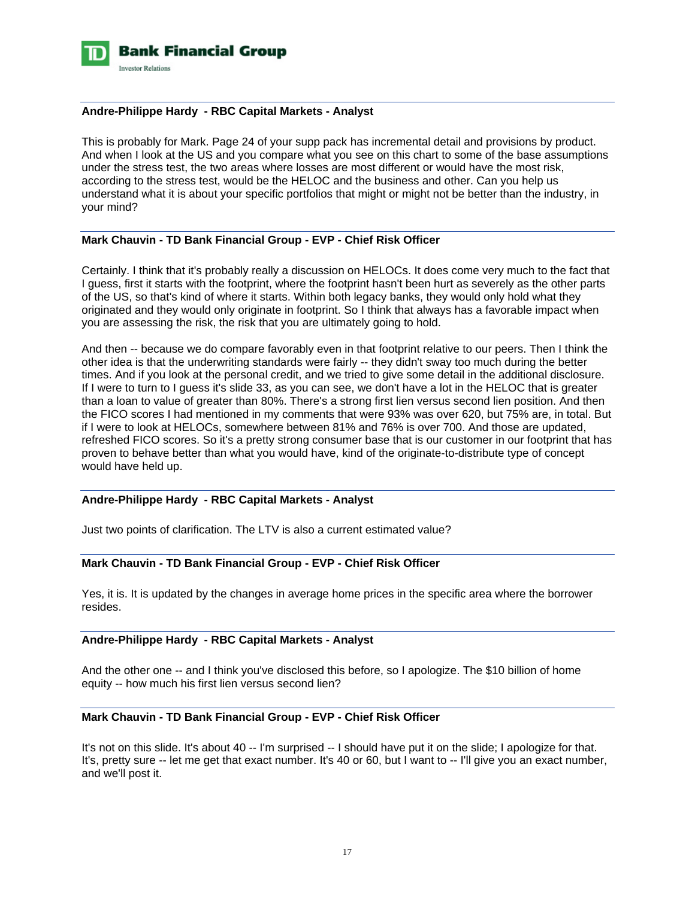**Andre-Philippe Hardy - RBC Capital Markets - Analyst**

This is probably for Mark. Page 24 of your supp pack has incremental detail and provisions by product. And when I look at the US and you compare what you see on this chart to some of the base assumptions under the stress test, the two areas where losses are most different or would have the most risk, according to the stress test, would be the HELOC and the business and other. Can you help us understand what it is about your specific portfolios that might or might not be better than the industry, in your mind?

**Mark Chauvin - TD Bank Financial Group - EVP - Chief Risk Officer**

Certainly. I think that it's probably really a discussion on HELOCs. It does come very much to the fact that I guess, first it starts with the footprint, where the footprint hasn't been hurt as severely as the other parts of the US, so that's kind of where it starts. Within both legacy banks, they would only hold what they originated and they would only originate in footprint. So I think that always has a favorable impact when you are assessing the risk, the risk that you are ultimately going to hold.

And then -- because we do compare favorably even in that footprint relative to our peers. Then I think the other idea is that the underwriting standards were fairly -- they didn't sway too much during the better times. And if you look at the personal credit, and we tried to give some detail in the additional disclosure. If I were to turn to I guess it's slide 33, as you can see, we don't have a lot in the HELOC that is greater than a loan to value of greater than 80%. There's a strong first lien versus second lien position. And then the FICO scores I had mentioned in my comments that were 93% was over 620, but 75% are, in total. But if I were to look at HELOCs, somewhere between 81% and 76% is over 700. And those are updated, refreshed FICO scores. So it's a pretty strong consumer base that is our customer in our footprint that has proven to behave better than what you would have, kind of the originate-to-distribute type of concept would have held up.

**Andre-Philippe Hardy - RBC Capital Markets - Analyst**

Just two points of clarification. The LTV is also a current estimated value?

**Mark Chauvin - TD Bank Financial Group - EVP - Chief Risk Officer**

Yes, it is. It is updated by the changes in average home prices in the specific area where the borrower resides.

**Andre-Philippe Hardy - RBC Capital Markets - Analyst**

And the other one -- and I think you've disclosed this before, so I apologize. The $10 billion of home equity -- how much his first lien versus second lien?

**Mark Chauvin - TD Bank Financial Group - EVP - Chief Risk Officer**

It's not on this slide. It's about 40 -- I'm surprised -- I should have put it on the slide; I apologize for that. It's, pretty sure -- let me get that exact number. It's 40 or 60, but I want to -- I'll give you an exact number, and we'll post it.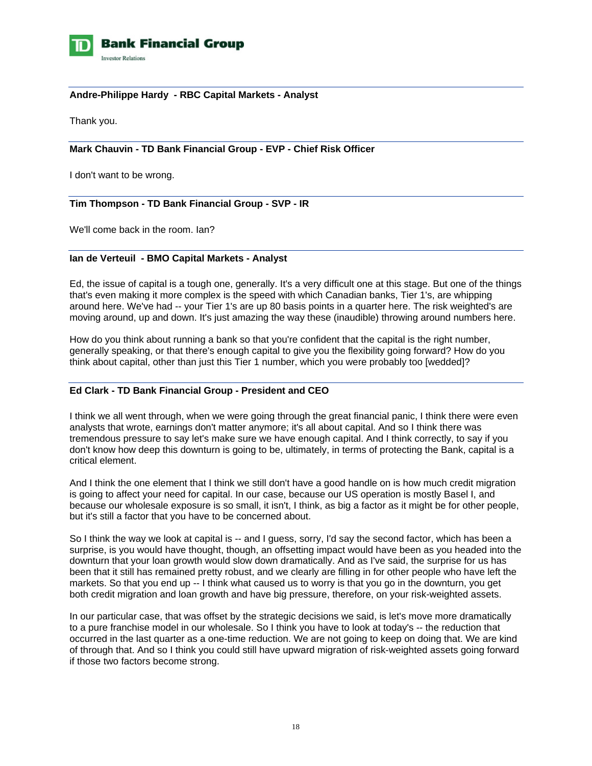**Andre-Philippe Hardy - RBC Capital Markets - Analyst**

Thank you.

**Mark Chauvin - TD Bank Financial Group - EVP - Chief Risk Officer**

I don't want to be wrong.

**Tim Thompson - TD Bank Financial Group - SVP - IR**

We'll come back in the room. Ian?

**Ian de Verteuil - BMO Capital Markets - Analyst**

Ed, the issue of capital is a tough one, generally. It's a very difficult one at this stage. But one of the things that's even making it more complex is the speed with which Canadian banks, Tier 1's, are whipping around here. We've had -- your Tier 1's are up 80 basis points in a quarter here. The risk weighted's are moving around, up and down. It's just amazing the way these (inaudible) throwing around numbers here.

How do you think about running a bank so that you're confident that the capital is the right number, generally speaking, or that there's enough capital to give you the flexibility going forward? How do you think about capital, other than just this Tier 1 number, which you were probably too [wedded]?

**Ed Clark - TD Bank Financial Group - President and CEO**

I think we all went through, when we were going through the great financial panic, I think there were even analysts that wrote, earnings don't matter anymore; it's all about capital. And so I think there was tremendous pressure to say let's make sure we have enough capital. And I think correctly, to say if you don't know how deep this downturn is going to be, ultimately, in terms of protecting the Bank, capital is a critical element.

And I think the one element that I think we still don't have a good handle on is how much credit migration is going to affect your need for capital. In our case, because our US operation is mostly Basel I, and because our wholesale exposure is so small, it isn't, I think, as big a factor as it might be for other people, but it's still a factor that you have to be concerned about.

So I think the way we look at capital is -- and I guess, sorry, I'd say the second factor, which has been a surprise, is you would have thought, though, an offsetting impact would have been as you headed into the downturn that your loan growth would slow down dramatically. And as I've said, the surprise for us has been that it still has remained pretty robust, and we clearly are filling in for other people who have left the markets. So that you end up -- I think what caused us to worry is that you go in the downturn, you get both credit migration and loan growth and have big pressure, therefore, on your risk-weighted assets.

In our particular case, that was offset by the strategic decisions we said, is let's move more dramatically to a pure franchise model in our wholesale. So I think you have to look at today's -- the reduction that occurred in the last quarter as a one-time reduction. We are not going to keep on doing that. We are kind of through that. And so I think you could still have upward migration of risk-weighted assets going forward if those two factors become strong.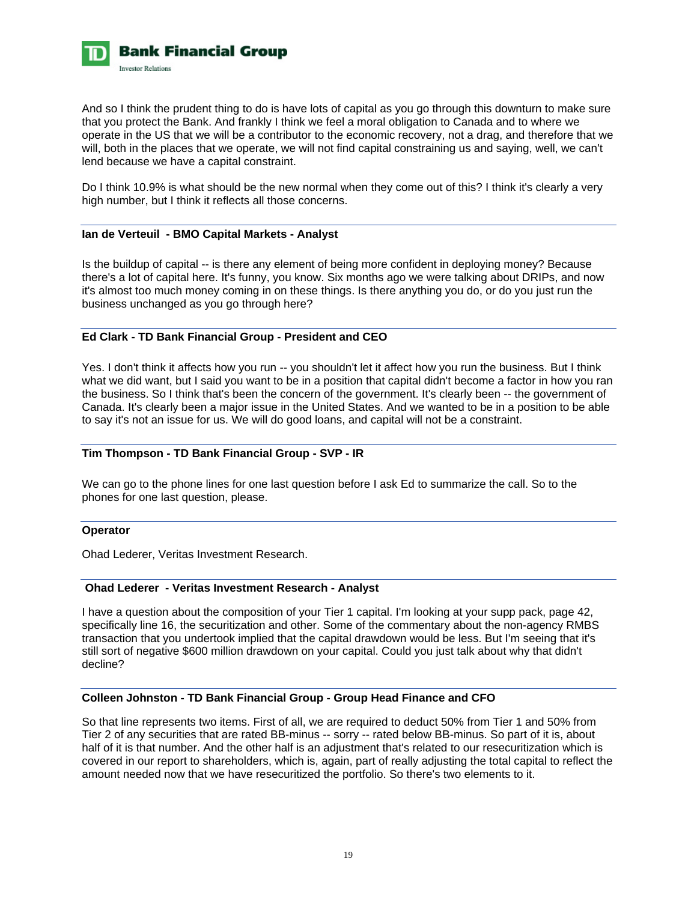And so I think the prudent thing to do is have lots of capital as you go through this downturn to make sure that you protect the Bank. And frankly I think we feel a moral obligation to Canada and to where we operate in the US that we will be a contributor to the economic recovery, not a drag, and therefore that we will, both in the places that we operate, we will not find capital constraining us and saying, well, we can't lend because we have a capital constraint.

Do I think 10.9% is what should be the new normal when they come out of this? I think it's clearly a very high number, but I think it reflects all those concerns.

**Ian de Verteuil - BMO Capital Markets - Analyst**

Is the buildup of capital -- is there any element of being more confident in deploying money? Because there's a lot of capital here. It's funny, you know. Six months ago we were talking about DRIPs, and now it's almost too much money coming in on these things. Is there anything you do, or do you just run the business unchanged as you go through here?

**Ed Clark - TD Bank Financial Group - President and CEO**

Yes. I don't think it affects how you run -- you shouldn't let it affect how you run the business. But I think what we did want, but I said you want to be in a position that capital didn't become a factor in how you ran the business. So I think that's been the concern of the government. It's clearly been -- the government of Canada. It's clearly been a major issue in the United States. And we wanted to be in a position to be able to say it's not an issue for us. We will do good loans, and capital will not be a constraint.

**Tim Thompson - TD Bank Financial Group - SVP - IR**

We can go to the phone lines for one last question before I ask Ed to summarize the call. So to the phones for one last question, please.

**Operator**

Ohad Lederer, Veritas Investment Research.

**Ohad Lederer - Veritas Investment Research - Analyst**

I have a question about the composition of your Tier 1 capital. I'm looking at your supp pack, page 42, specifically line 16, the securitization and other. Some of the commentary about the non-agency RMBS transaction that you undertook implied that the capital drawdown would be less. But I'm seeing that it's still sort of negative $600 million drawdown on your capital. Could you just talk about why that didn't decline?

**Colleen Johnston - TD Bank Financial Group - Group Head Finance and CFO**

So that line represents two items. First of all, we are required to deduct 50% from Tier 1 and 50% from Tier 2 of any securities that are rated BB-minus -- sorry -- rated below BB-minus. So part of it is, about half of it is that number. And the other half is an adjustment that's related to our resecuritization which is covered in our report to shareholders, which is, again, part of really adjusting the total capital to reflect the amount needed now that we have resecuritized the portfolio. So there's two elements to it.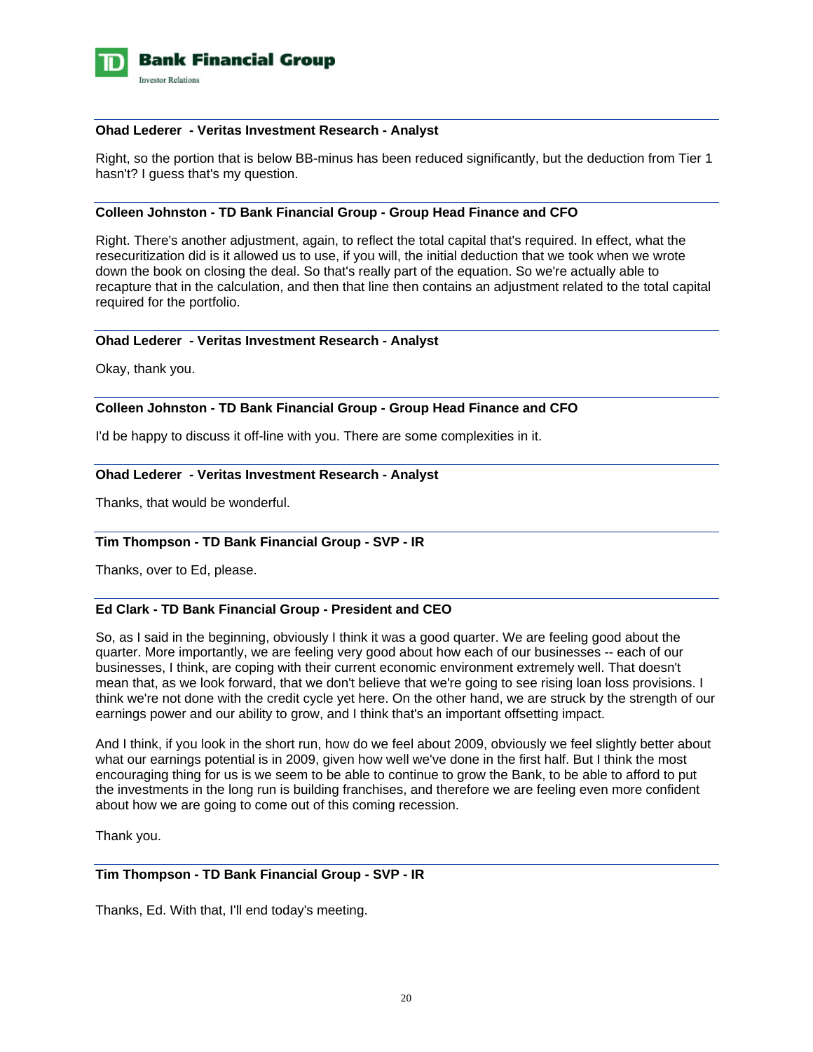**Ohad Lederer - Veritas Investment Research - Analyst**

Right, so the portion that is below BB-minus has been reduced significantly, but the deduction from Tier 1 hasn't? I guess that's my question.

**Colleen Johnston - TD Bank Financial Group - Group Head Finance and CFO**

Right. There's another adjustment, again, to reflect the total capital that's required. In effect, what the resecuritization did is it allowed us to use, if you will, the initial deduction that we took when we wrote down the book on closing the deal. So that's really part of the equation. So we're actually able to recapture that in the calculation, and then that line then contains an adjustment related to the total capital required for the portfolio.

**Ohad Lederer - Veritas Investment Research - Analyst**

Okay, thank you.

**Colleen Johnston - TD Bank Financial Group - Group Head Finance and CFO**

I'd be happy to discuss it off-line with you. There are some complexities in it.

**Ohad Lederer - Veritas Investment Research - Analyst**

Thanks, that would be wonderful.

**Tim Thompson - TD Bank Financial Group - SVP - IR**

Thanks, over to Ed, please.

**Ed Clark - TD Bank Financial Group - President and CEO**

So, as I said in the beginning, obviously I think it was a good quarter. We are feeling good about the quarter. More importantly, we are feeling very good about how each of our businesses -- each of our businesses, I think, are coping with their current economic environment extremely well. That doesn't mean that, as we look forward, that we don't believe that we're going to see rising loan loss provisions. I think we're not done with the credit cycle yet here. On the other hand, we are struck by the strength of our earnings power and our ability to grow, and I think that's an important offsetting impact.

And I think, if you look in the short run, how do we feel about 2009, obviously we feel slightly better about what our earnings potential is in 2009, given how well we've done in the first half. But I think the most encouraging thing for us is we seem to be able to continue to grow the Bank, to be able to afford to put the investments in the long run is building franchises, and therefore we are feeling even more confident about how we are going to come out of this coming recession.

Thank you.

**Tim Thompson - TD Bank Financial Group - SVP - IR**

Thanks, Ed. With that, I'll end today's meeting.